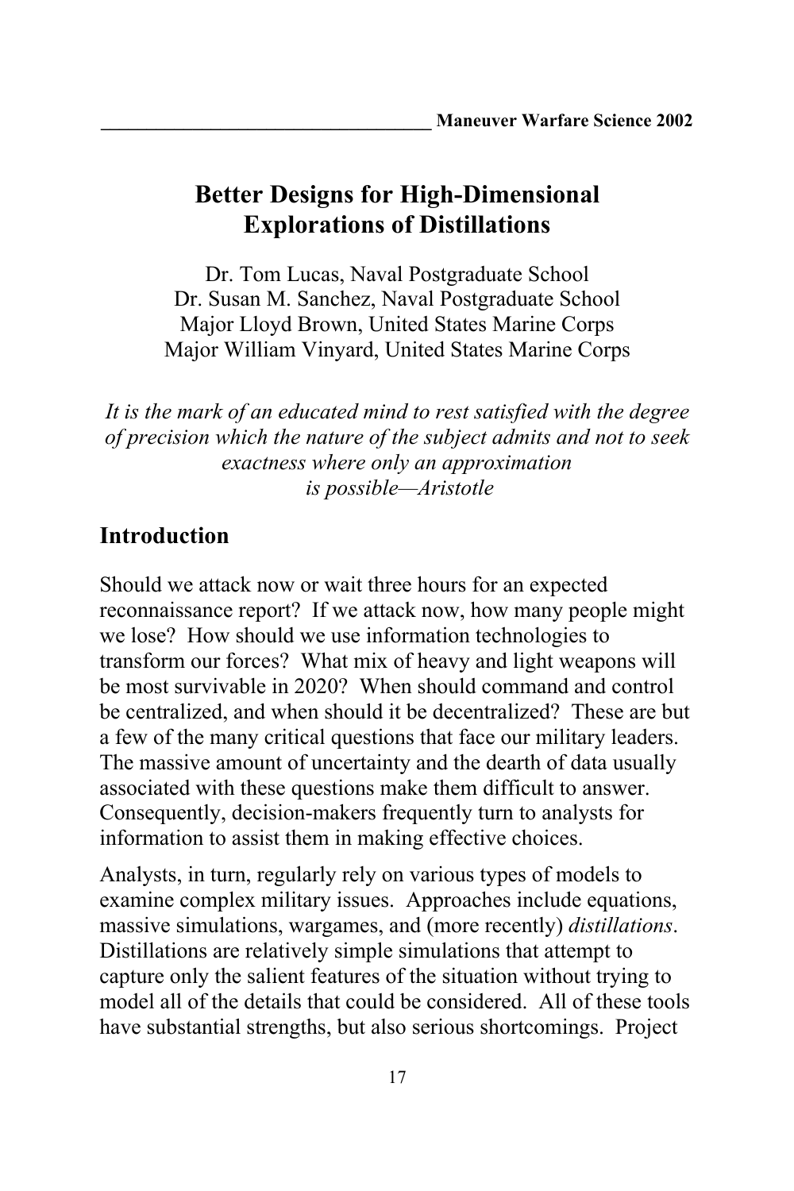# Better Designs for High-Dimensional Explorations of Distillations

Dr. Tom Lucas, Naval Postgraduate School
Dr. Susan M. Sanchez, Naval Postgraduate School
Major Lloyd Brown, United States Marine Corps
Major William Vinyard, United States Marine Corps

*It is the mark of an educated mind to rest satisfied with the degree of precision which the nature of the subject admits and not to seek exactness where only an approximation is possible—Aristotle*

## Introduction

Should we attack now or wait three hours for an expected reconnaissance report? If we attack now, how many people might we lose? How should we use information technologies to transform our forces? What mix of heavy and light weapons will be most survivable in 2020? When should command and control be centralized, and when should it be decentralized? These are but a few of the many critical questions that face our military leaders. The massive amount of uncertainty and the dearth of data usually associated with these questions make them difficult to answer. Consequently, decision-makers frequently turn to analysts for information to assist them in making effective choices.

Analysts, in turn, regularly rely on various types of models to examine complex military issues. Approaches include equations, massive simulations, wargames, and (more recently) *distillations*. Distillations are relatively simple simulations that attempt to capture only the salient features of the situation without trying to model all of the details that could be considered. All of these tools have substantial strengths, but also serious shortcomings. Project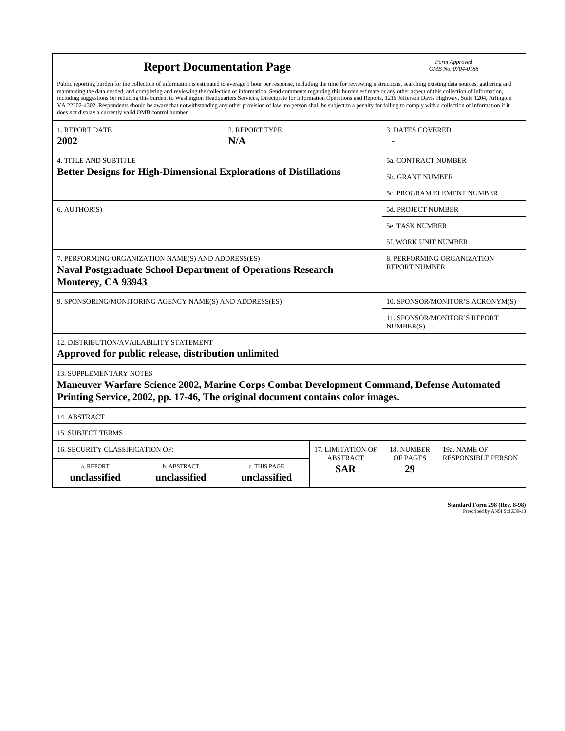# Report Documentation Page

*Form Approved*
*OMB No. 0704-0188*

Public reporting burden for the collection of information is estimated to average 1 hour per response, including the time for reviewing instructions, searching existing data sources, gathering and maintaining the data needed, and completing and reviewing the collection of information. Send comments regarding this burden estimate or any other aspect of this collection of information, including suggestions for reducing this burden, to Washington Headquarters Services, Directorate for Information Operations and Reports, 1215 Jefferson Davis Highway, Suite 1204, Arlington VA 22202-4302. Respondents should be aware that notwithstanding any other provision of law, no person shall be subject to a penalty for failing to comply with a collection of information if it does not display a currently valid OMB control number.

| 1. REPORT DATE | 2. REPORT TYPE | 3. DATES COVERED |
|---|---|---|
| **2002** | **N/A** | **-** |

| 4. TITLE AND SUBTITLE | |
|---|---|
| **Better Designs for High-Dimensional Explorations of Distillations** | 5a. CONTRACT NUMBER |
| | 5b. GRANT NUMBER |
| | 5c. PROGRAM ELEMENT NUMBER |
| 6. AUTHOR(S) | 5d. PROJECT NUMBER |
| | 5e. TASK NUMBER |
| | 5f. WORK UNIT NUMBER |
| 7. PERFORMING ORGANIZATION NAME(S) AND ADDRESS(ES) **Naval Postgraduate School Department of Operations Research Monterey, CA 93943** | 8. PERFORMING ORGANIZATION REPORT NUMBER |
| 9. SPONSORING/MONITORING AGENCY NAME(S) AND ADDRESS(ES) | 10. SPONSOR/MONITOR'S ACRONYM(S) |
| | 11. SPONSOR/MONITOR'S REPORT NUMBER(S) |

12. DISTRIBUTION/AVAILABILITY STATEMENT
**Approved for public release, distribution unlimited**

13. SUPPLEMENTARY NOTES
**Maneuver Warfare Science 2002, Marine Corps Combat Development Command, Defense Automated Printing Service, 2002, pp. 17-46, The original document contains color images.**

14. ABSTRACT

15. SUBJECT TERMS

| 16. SECURITY CLASSIFICATION OF: | | | 17. LIMITATION OF ABSTRACT | 18. NUMBER OF PAGES | 19a. NAME OF RESPONSIBLE PERSON |
|---|---|---|---|---|---|
| a. REPORT | b. ABSTRACT | c. THIS PAGE | | | |
| **unclassified** | **unclassified** | **unclassified** | **SAR** | **29** | |

**Standard Form 298 (Rev. 8-98)**
Prescribed by ANSI Std Z39-18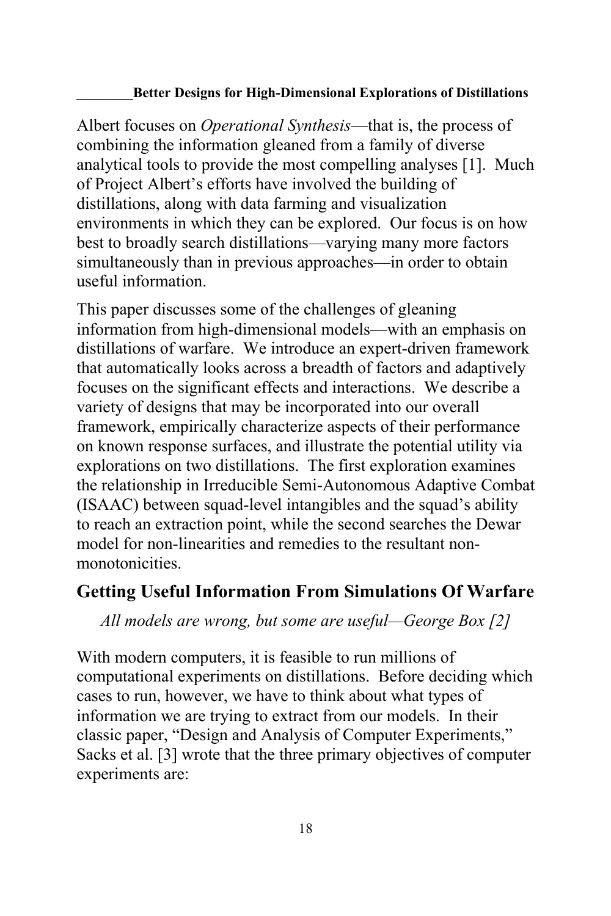Albert focuses on *Operational Synthesis*—that is, the process of combining the information gleaned from a family of diverse analytical tools to provide the most compelling analyses [1]. Much of Project Albert's efforts have involved the building of distillations, along with data farming and visualization environments in which they can be explored. Our focus is on how best to broadly search distillations—varying many more factors simultaneously than in previous approaches—in order to obtain useful information.

This paper discusses some of the challenges of gleaning information from high-dimensional models—with an emphasis on distillations of warfare. We introduce an expert-driven framework that automatically looks across a breadth of factors and adaptively focuses on the significant effects and interactions. We describe a variety of designs that may be incorporated into our overall framework, empirically characterize aspects of their performance on known response surfaces, and illustrate the potential utility via explorations on two distillations. The first exploration examines the relationship in Irreducible Semi-Autonomous Adaptive Combat (ISAAC) between squad-level intangibles and the squad's ability to reach an extraction point, while the second searches the Dewar model for non-linearities and remedies to the resultant non-monotonicities.

## Getting Useful Information From Simulations Of Warfare

*All models are wrong, but some are useful—George Box [2]*

With modern computers, it is feasible to run millions of computational experiments on distillations. Before deciding which cases to run, however, we have to think about what types of information we are trying to extract from our models. In their classic paper, "Design and Analysis of Computer Experiments," Sacks et al. [3] wrote that the three primary objectives of computer experiments are: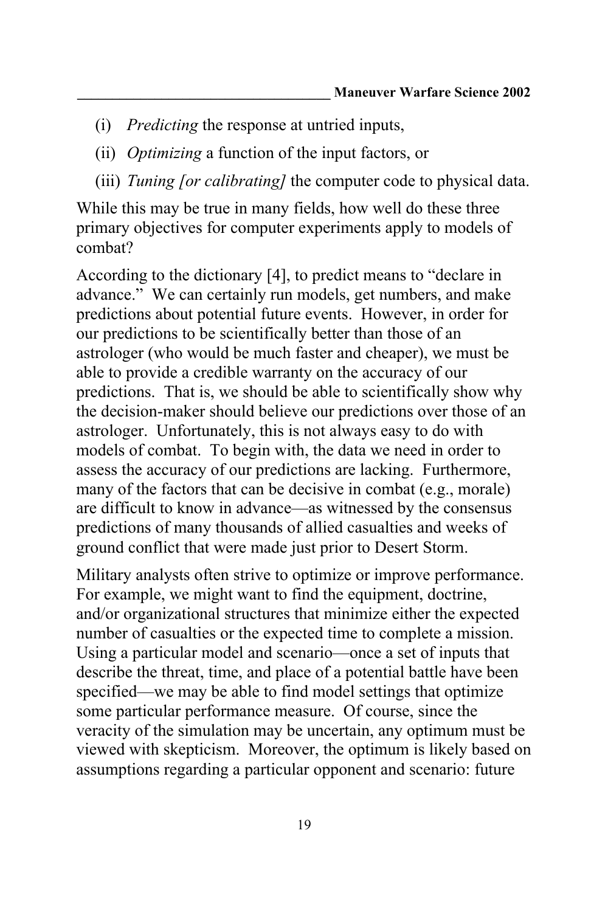(i) *Predicting* the response at untried inputs,

(ii) *Optimizing* a function of the input factors, or

(iii) *Tuning [or calibrating]* the computer code to physical data.

While this may be true in many fields, how well do these three primary objectives for computer experiments apply to models of combat?

According to the dictionary [4], to predict means to "declare in advance." We can certainly run models, get numbers, and make predictions about potential future events. However, in order for our predictions to be scientifically better than those of an astrologer (who would be much faster and cheaper), we must be able to provide a credible warranty on the accuracy of our predictions. That is, we should be able to scientifically show why the decision-maker should believe our predictions over those of an astrologer. Unfortunately, this is not always easy to do with models of combat. To begin with, the data we need in order to assess the accuracy of our predictions are lacking. Furthermore, many of the factors that can be decisive in combat (e.g., morale) are difficult to know in advance—as witnessed by the consensus predictions of many thousands of allied casualties and weeks of ground conflict that were made just prior to Desert Storm.

Military analysts often strive to optimize or improve performance. For example, we might want to find the equipment, doctrine, and/or organizational structures that minimize either the expected number of casualties or the expected time to complete a mission. Using a particular model and scenario—once a set of inputs that describe the threat, time, and place of a potential battle have been specified—we may be able to find model settings that optimize some particular performance measure. Of course, since the veracity of the simulation may be uncertain, any optimum must be viewed with skepticism. Moreover, the optimum is likely based on assumptions regarding a particular opponent and scenario: future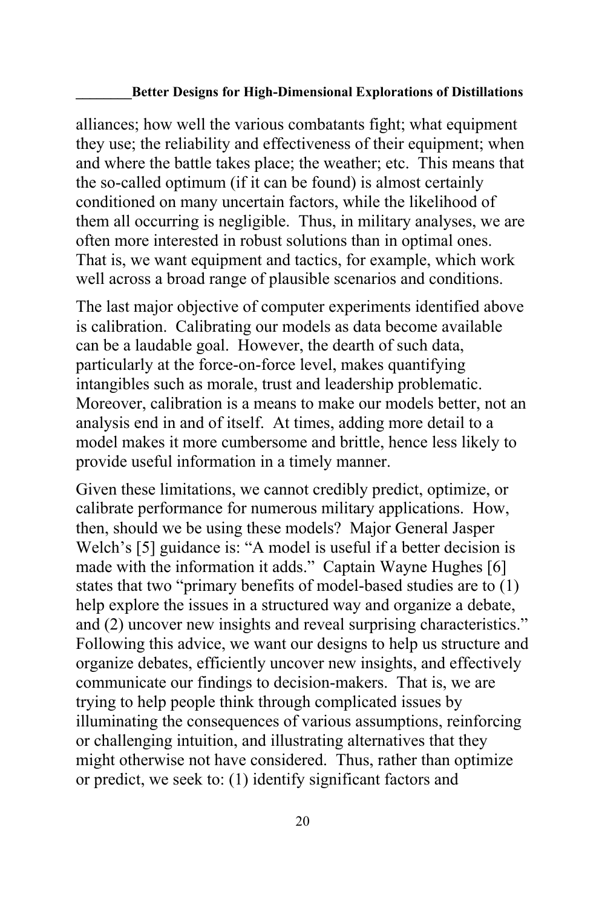alliances; how well the various combatants fight; what equipment they use; the reliability and effectiveness of their equipment; when and where the battle takes place; the weather; etc. This means that the so-called optimum (if it can be found) is almost certainly conditioned on many uncertain factors, while the likelihood of them all occurring is negligible. Thus, in military analyses, we are often more interested in robust solutions than in optimal ones. That is, we want equipment and tactics, for example, which work well across a broad range of plausible scenarios and conditions.

The last major objective of computer experiments identified above is calibration. Calibrating our models as data become available can be a laudable goal. However, the dearth of such data, particularly at the force-on-force level, makes quantifying intangibles such as morale, trust and leadership problematic. Moreover, calibration is a means to make our models better, not an analysis end in and of itself. At times, adding more detail to a model makes it more cumbersome and brittle, hence less likely to provide useful information in a timely manner.

Given these limitations, we cannot credibly predict, optimize, or calibrate performance for numerous military applications. How, then, should we be using these models? Major General Jasper Welch's [5] guidance is: "A model is useful if a better decision is made with the information it adds." Captain Wayne Hughes [6] states that two "primary benefits of model-based studies are to (1) help explore the issues in a structured way and organize a debate, and (2) uncover new insights and reveal surprising characteristics." Following this advice, we want our designs to help us structure and organize debates, efficiently uncover new insights, and effectively communicate our findings to decision-makers. That is, we are trying to help people think through complicated issues by illuminating the consequences of various assumptions, reinforcing or challenging intuition, and illustrating alternatives that they might otherwise not have considered. Thus, rather than optimize or predict, we seek to: (1) identify significant factors and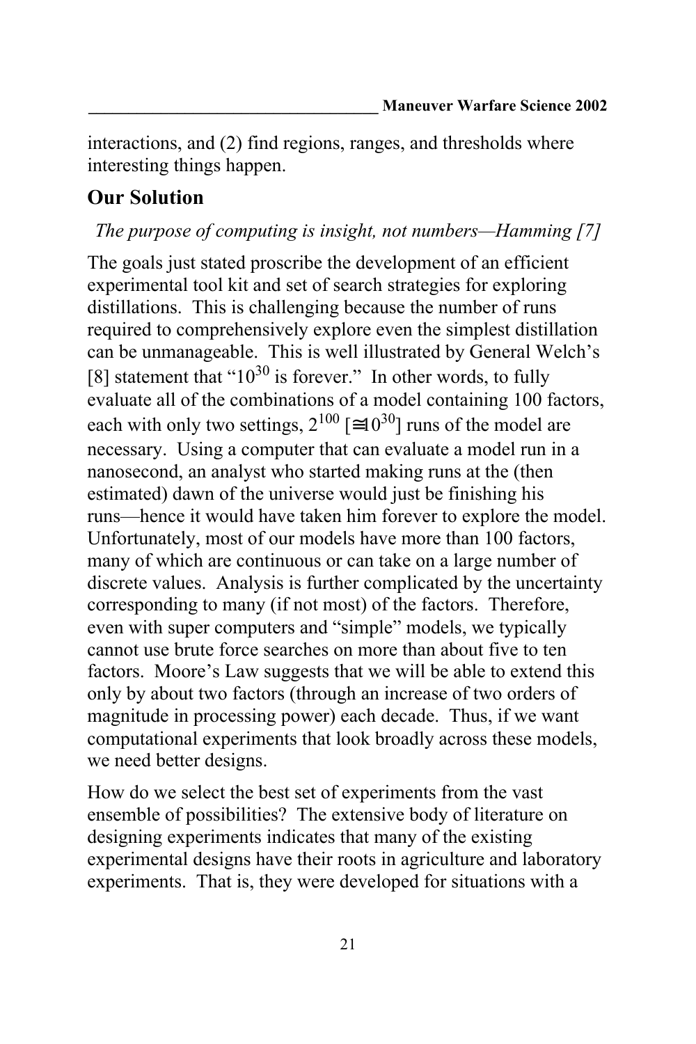interactions, and (2) find regions, ranges, and thresholds where interesting things happen.

## Our Solution

*The purpose of computing is insight, not numbers—Hamming [7]*

The goals just stated proscribe the development of an efficient experimental tool kit and set of search strategies for exploring distillations. This is challenging because the number of runs required to comprehensively explore even the simplest distillation can be unmanageable. This is well illustrated by General Welch's [8] statement that "$10^{30}$ is forever." In other words, to fully evaluate all of the combinations of a model containing 100 factors, each with only two settings, $2^{100}$ [$\cong 10^{30}$] runs of the model are necessary. Using a computer that can evaluate a model run in a nanosecond, an analyst who started making runs at the (then estimated) dawn of the universe would just be finishing his runs—hence it would have taken him forever to explore the model. Unfortunately, most of our models have more than 100 factors, many of which are continuous or can take on a large number of discrete values. Analysis is further complicated by the uncertainty corresponding to many (if not most) of the factors. Therefore, even with super computers and "simple" models, we typically cannot use brute force searches on more than about five to ten factors. Moore's Law suggests that we will be able to extend this only by about two factors (through an increase of two orders of magnitude in processing power) each decade. Thus, if we want computational experiments that look broadly across these models, we need better designs.

How do we select the best set of experiments from the vast ensemble of possibilities? The extensive body of literature on designing experiments indicates that many of the existing experimental designs have their roots in agriculture and laboratory experiments. That is, they were developed for situations with a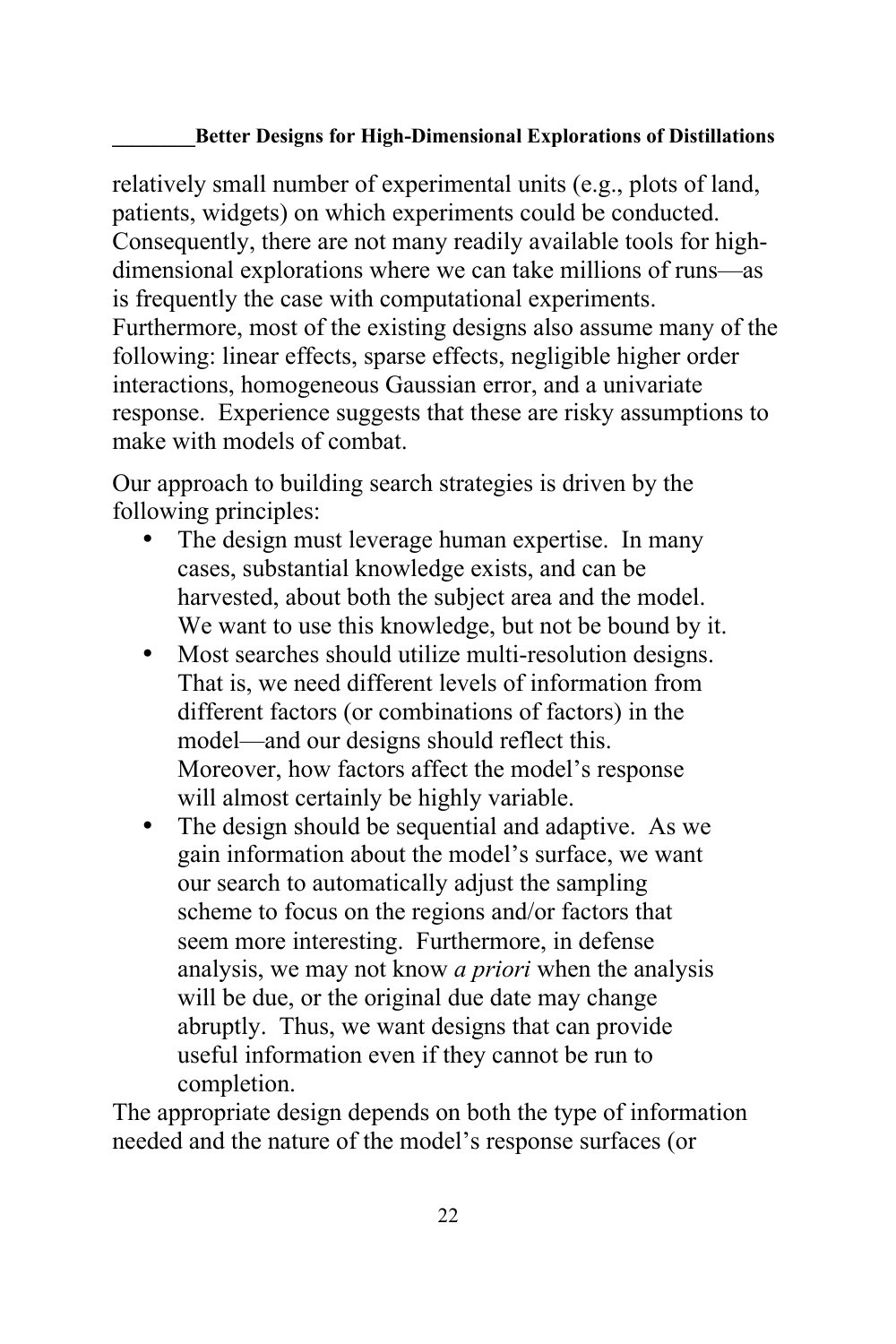relatively small number of experimental units (e.g., plots of land, patients, widgets) on which experiments could be conducted. Consequently, there are not many readily available tools for high-dimensional explorations where we can take millions of runs—as is frequently the case with computational experiments. Furthermore, most of the existing designs also assume many of the following: linear effects, sparse effects, negligible higher order interactions, homogeneous Gaussian error, and a univariate response. Experience suggests that these are risky assumptions to make with models of combat.

Our approach to building search strategies is driven by the following principles:

- The design must leverage human expertise. In many cases, substantial knowledge exists, and can be harvested, about both the subject area and the model. We want to use this knowledge, but not be bound by it.
- Most searches should utilize multi-resolution designs. That is, we need different levels of information from different factors (or combinations of factors) in the model—and our designs should reflect this. Moreover, how factors affect the model's response will almost certainly be highly variable.
- The design should be sequential and adaptive. As we gain information about the model's surface, we want our search to automatically adjust the sampling scheme to focus on the regions and/or factors that seem more interesting. Furthermore, in defense analysis, we may not know *a priori* when the analysis will be due, or the original due date may change abruptly. Thus, we want designs that can provide useful information even if they cannot be run to completion.

The appropriate design depends on both the type of information needed and the nature of the model's response surfaces (or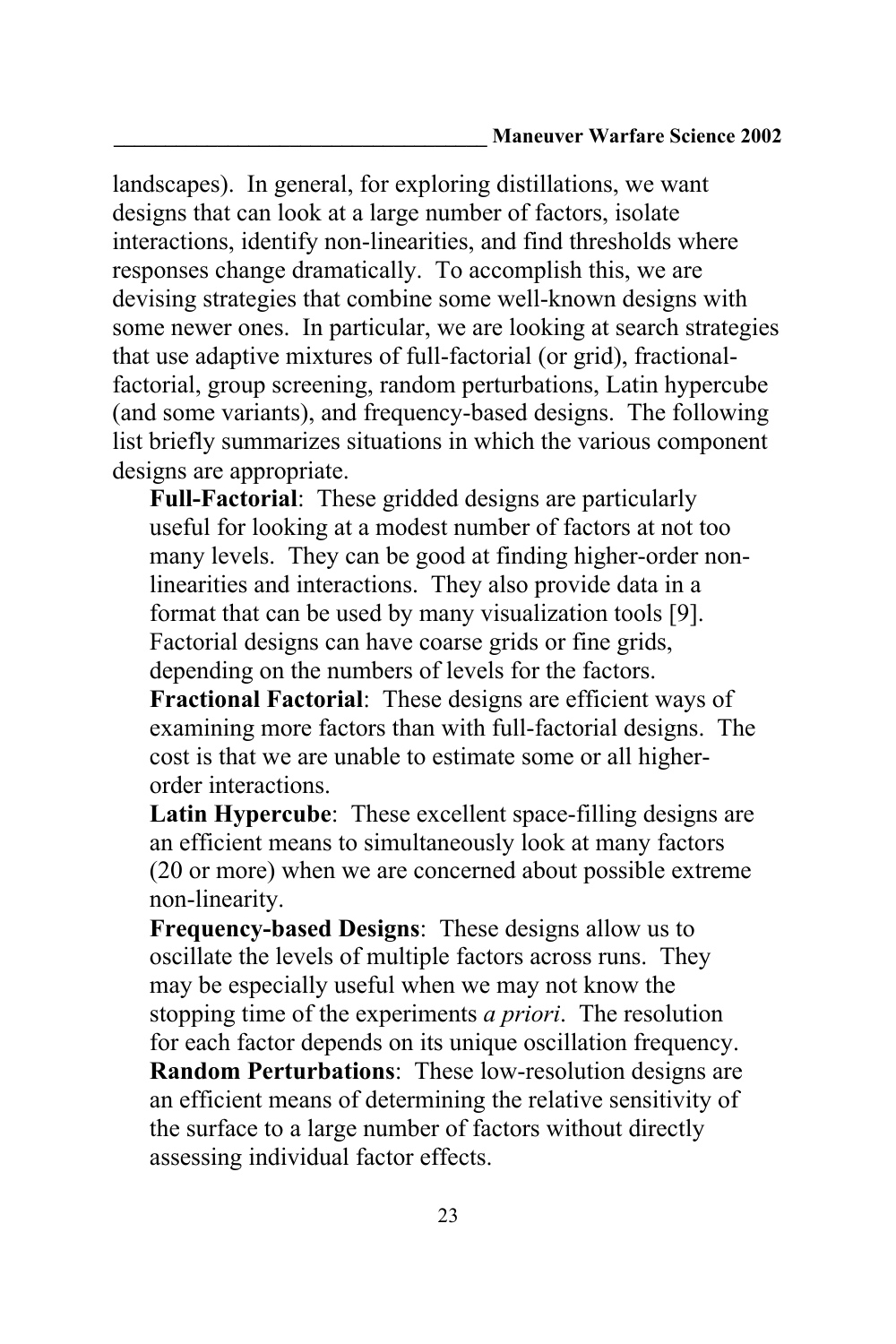landscapes). In general, for exploring distillations, we want designs that can look at a large number of factors, isolate interactions, identify non-linearities, and find thresholds where responses change dramatically. To accomplish this, we are devising strategies that combine some well-known designs with some newer ones. In particular, we are looking at search strategies that use adaptive mixtures of full-factorial (or grid), fractional-factorial, group screening, random perturbations, Latin hypercube (and some variants), and frequency-based designs. The following list briefly summarizes situations in which the various component designs are appropriate.

**Full-Factorial**: These gridded designs are particularly useful for looking at a modest number of factors at not too many levels. They can be good at finding higher-order non-linearities and interactions. They also provide data in a format that can be used by many visualization tools [9]. Factorial designs can have coarse grids or fine grids, depending on the numbers of levels for the factors.

**Fractional Factorial**: These designs are efficient ways of examining more factors than with full-factorial designs. The cost is that we are unable to estimate some or all higher-order interactions.

**Latin Hypercube**: These excellent space-filling designs are an efficient means to simultaneously look at many factors (20 or more) when we are concerned about possible extreme non-linearity.

**Frequency-based Designs**: These designs allow us to oscillate the levels of multiple factors across runs. They may be especially useful when we may not know the stopping time of the experiments *a priori*. The resolution for each factor depends on its unique oscillation frequency.

**Random Perturbations**: These low-resolution designs are an efficient means of determining the relative sensitivity of the surface to a large number of factors without directly assessing individual factor effects.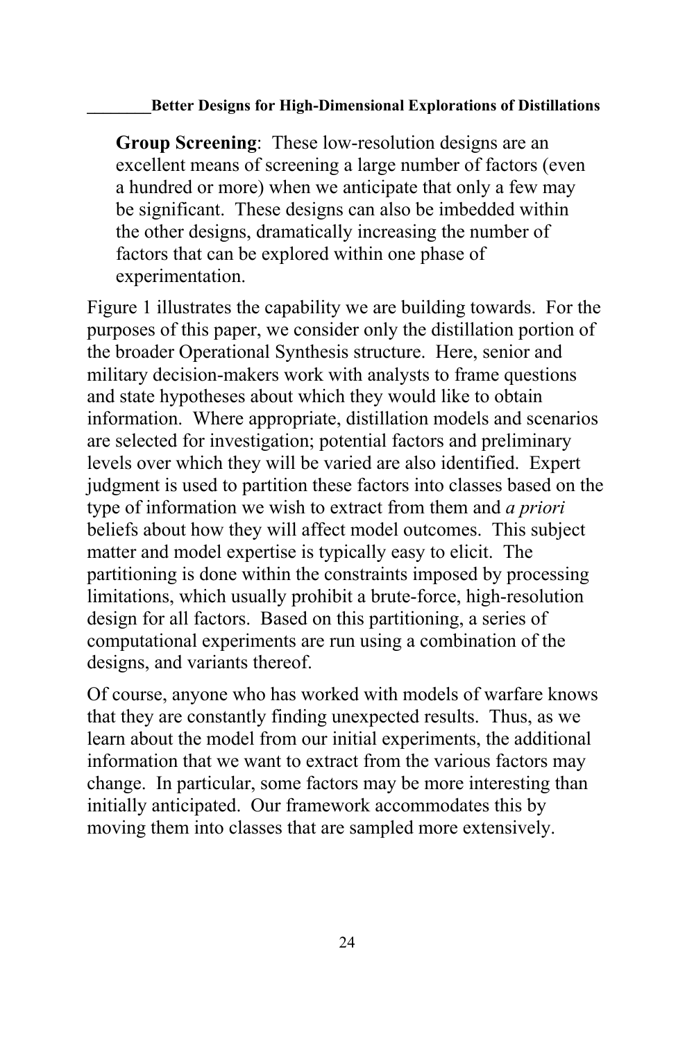**Group Screening**: These low-resolution designs are an excellent means of screening a large number of factors (even a hundred or more) when we anticipate that only a few may be significant. These designs can also be imbedded within the other designs, dramatically increasing the number of factors that can be explored within one phase of experimentation.

Figure 1 illustrates the capability we are building towards. For the purposes of this paper, we consider only the distillation portion of the broader Operational Synthesis structure. Here, senior and military decision-makers work with analysts to frame questions and state hypotheses about which they would like to obtain information. Where appropriate, distillation models and scenarios are selected for investigation; potential factors and preliminary levels over which they will be varied are also identified. Expert judgment is used to partition these factors into classes based on the type of information we wish to extract from them and *a priori* beliefs about how they will affect model outcomes. This subject matter and model expertise is typically easy to elicit. The partitioning is done within the constraints imposed by processing limitations, which usually prohibit a brute-force, high-resolution design for all factors. Based on this partitioning, a series of computational experiments are run using a combination of the designs, and variants thereof.

Of course, anyone who has worked with models of warfare knows that they are constantly finding unexpected results. Thus, as we learn about the model from our initial experiments, the additional information that we want to extract from the various factors may change. In particular, some factors may be more interesting than initially anticipated. Our framework accommodates this by moving them into classes that are sampled more extensively.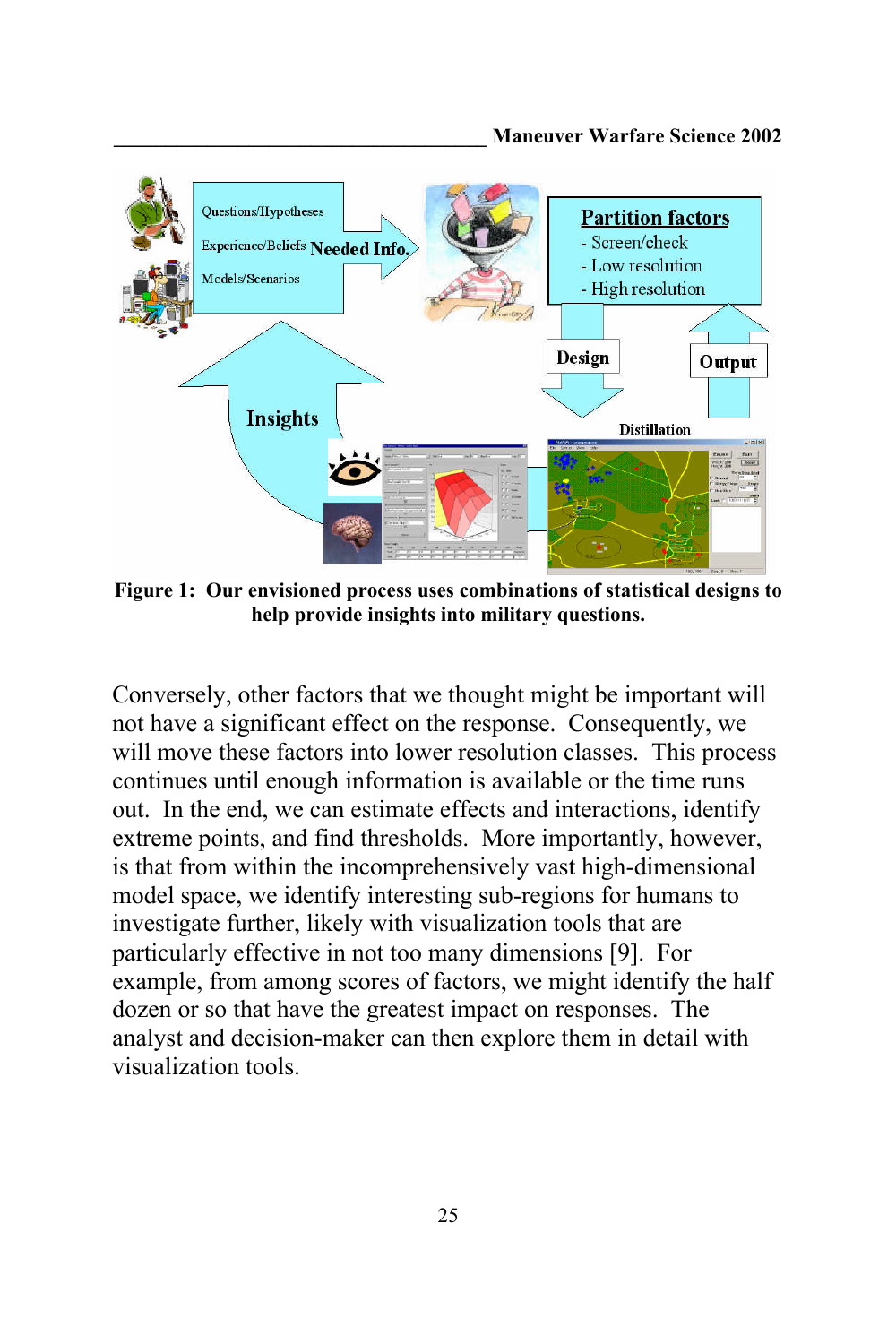Figure 1: Our envisioned process uses combinations of statistical designs to help provide insights into military questions.

Conversely, other factors that we thought might be important will not have a significant effect on the response. Consequently, we will move these factors into lower resolution classes. This process continues until enough information is available or the time runs out. In the end, we can estimate effects and interactions, identify extreme points, and find thresholds. More importantly, however, is that from within the incomprehensively vast high-dimensional model space, we identify interesting sub-regions for humans to investigate further, likely with visualization tools that are particularly effective in not too many dimensions [9]. For example, from among scores of factors, we might identify the half dozen or so that have the greatest impact on responses. The analyst and decision-maker can then explore them in detail with visualization tools.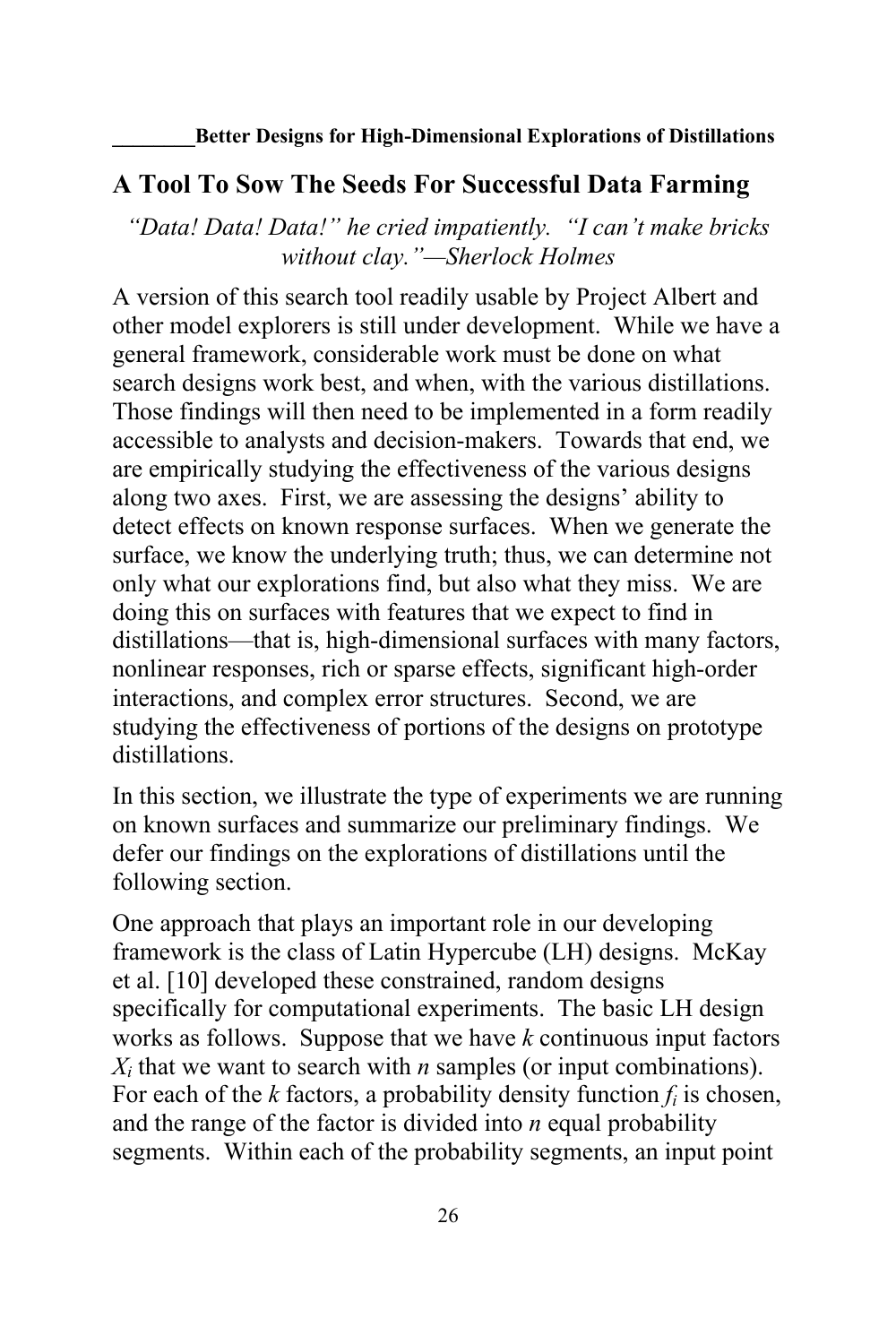## A Tool To Sow The Seeds For Successful Data Farming

*"Data! Data! Data!" he cried impatiently. "I can't make bricks without clay."—Sherlock Holmes*

A version of this search tool readily usable by Project Albert and other model explorers is still under development. While we have a general framework, considerable work must be done on what search designs work best, and when, with the various distillations. Those findings will then need to be implemented in a form readily accessible to analysts and decision-makers. Towards that end, we are empirically studying the effectiveness of the various designs along two axes. First, we are assessing the designs' ability to detect effects on known response surfaces. When we generate the surface, we know the underlying truth; thus, we can determine not only what our explorations find, but also what they miss. We are doing this on surfaces with features that we expect to find in distillations—that is, high-dimensional surfaces with many factors, nonlinear responses, rich or sparse effects, significant high-order interactions, and complex error structures. Second, we are studying the effectiveness of portions of the designs on prototype distillations.

In this section, we illustrate the type of experiments we are running on known surfaces and summarize our preliminary findings. We defer our findings on the explorations of distillations until the following section.

One approach that plays an important role in our developing framework is the class of Latin Hypercube (LH) designs. McKay et al. [10] developed these constrained, random designs specifically for computational experiments. The basic LH design works as follows. Suppose that we have $k$ continuous input factors $X_i$ that we want to search with $n$ samples (or input combinations). For each of the $k$ factors, a probability density function $f_i$ is chosen, and the range of the factor is divided into $n$ equal probability segments. Within each of the probability segments, an input point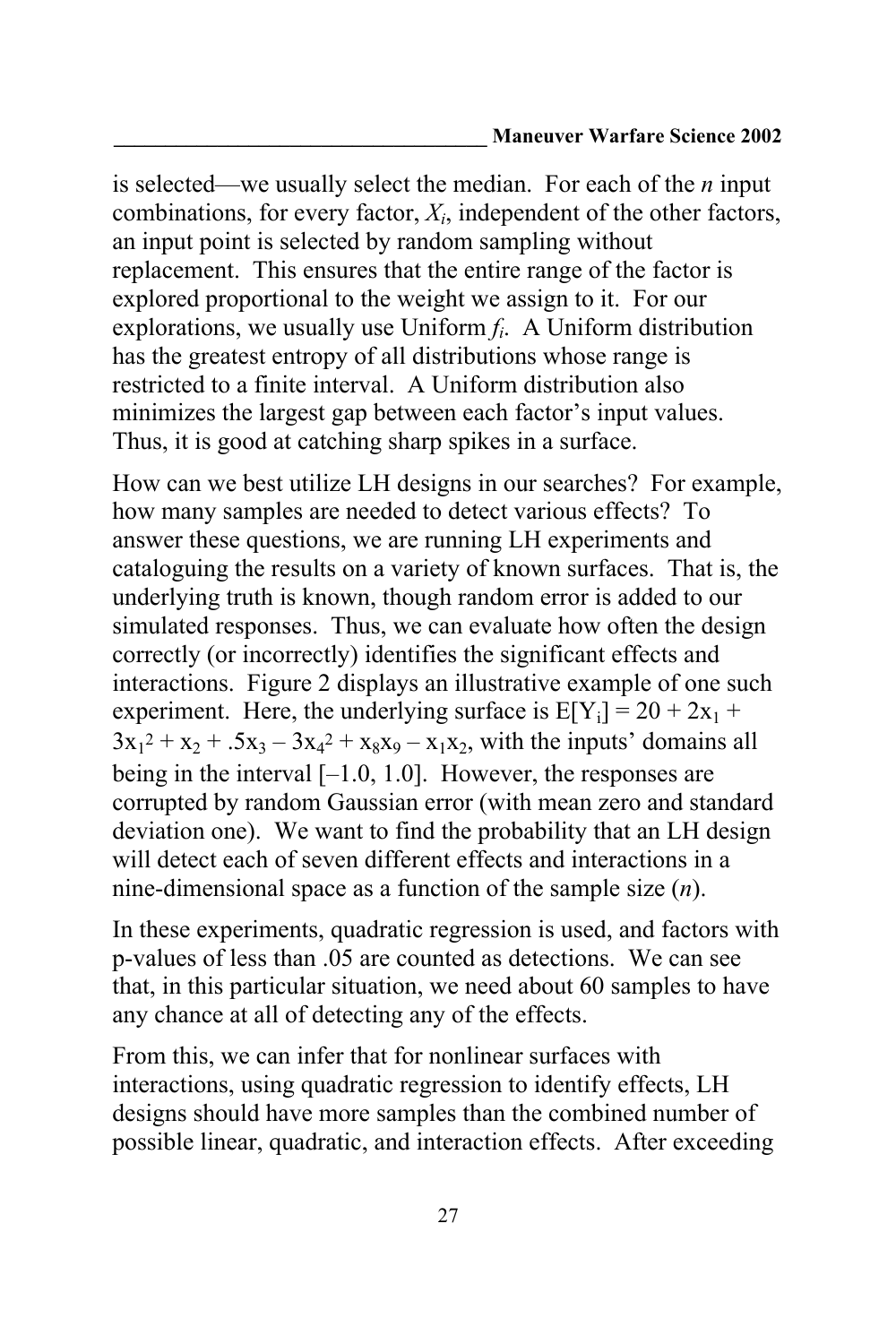is selected—we usually select the median. For each of the *n* input combinations, for every factor, $X_i$, independent of the other factors, an input point is selected by random sampling without replacement. This ensures that the entire range of the factor is explored proportional to the weight we assign to it. For our explorations, we usually use Uniform $f_i$. A Uniform distribution has the greatest entropy of all distributions whose range is restricted to a finite interval. A Uniform distribution also minimizes the largest gap between each factor's input values. Thus, it is good at catching sharp spikes in a surface.

How can we best utilize LH designs in our searches? For example, how many samples are needed to detect various effects? To answer these questions, we are running LH experiments and cataloguing the results on a variety of known surfaces. That is, the underlying truth is known, though random error is added to our simulated responses. Thus, we can evaluate how often the design correctly (or incorrectly) identifies the significant effects and interactions. Figure 2 displays an illustrative example of one such experiment. Here, the underlying surface is $E[Y_i] = 20 + 2x_1 + 3x_1^2 + x_2 + .5x_3 - 3x_4^2 + x_8x_9 - x_1x_2$, with the inputs' domains all being in the interval $[-1.0, 1.0]$. However, the responses are corrupted by random Gaussian error (with mean zero and standard deviation one). We want to find the probability that an LH design will detect each of seven different effects and interactions in a nine-dimensional space as a function of the sample size (*n*).

In these experiments, quadratic regression is used, and factors with p-values of less than .05 are counted as detections. We can see that, in this particular situation, we need about 60 samples to have any chance at all of detecting any of the effects.

From this, we can infer that for nonlinear surfaces with interactions, using quadratic regression to identify effects, LH designs should have more samples than the combined number of possible linear, quadratic, and interaction effects. After exceeding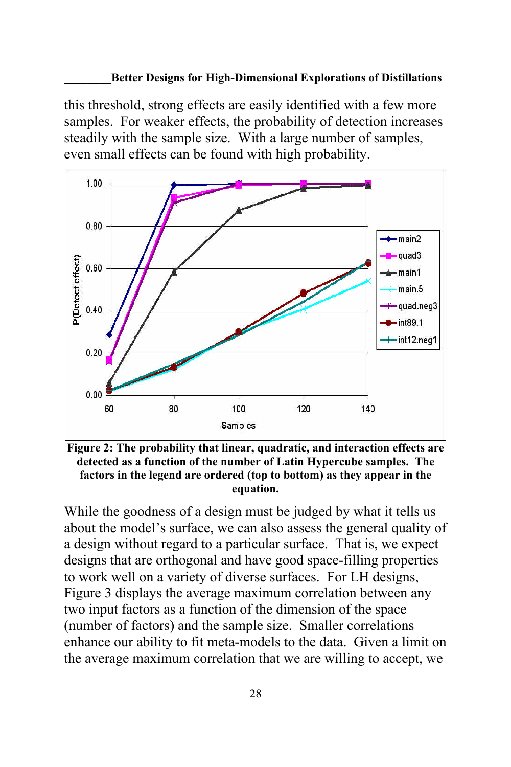this threshold, strong effects are easily identified with a few more samples. For weaker effects, the probability of detection increases steadily with the sample size. With a large number of samples, even small effects can be found with high probability.

**Figure 2: The probability that linear, quadratic, and interaction effects are detected as a function of the number of Latin Hypercube samples. The factors in the legend are ordered (top to bottom) as they appear in the equation.**

While the goodness of a design must be judged by what it tells us about the model's surface, we can also assess the general quality of a design without regard to a particular surface. That is, we expect designs that are orthogonal and have good space-filling properties to work well on a variety of diverse surfaces. For LH designs, Figure 3 displays the average maximum correlation between any two input factors as a function of the dimension of the space (number of factors) and the sample size. Smaller correlations enhance our ability to fit meta-models to the data. Given a limit on the average maximum correlation that we are willing to accept, we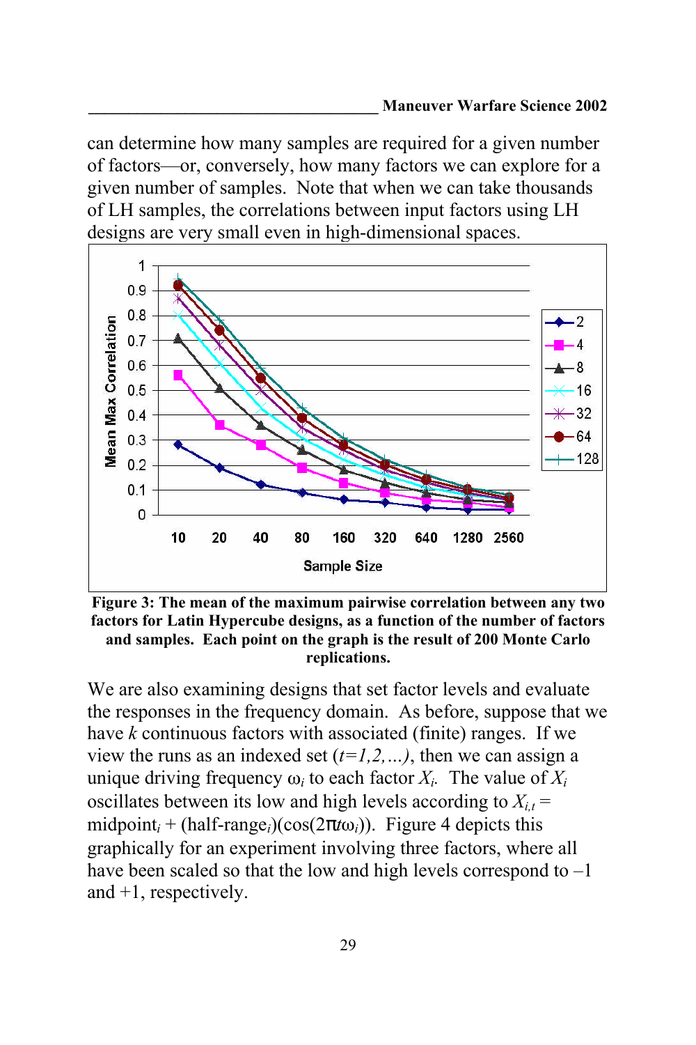can determine how many samples are required for a given number of factors—or, conversely, how many factors we can explore for a given number of samples. Note that when we can take thousands of LH samples, the correlations between input factors using LH designs are very small even in high-dimensional spaces.

**Figure 3: The mean of the maximum pairwise correlation between any two factors for Latin Hypercube designs, as a function of the number of factors and samples. Each point on the graph is the result of 200 Monte Carlo replications.**

We are also examining designs that set factor levels and evaluate the responses in the frequency domain. As before, suppose that we have $k$ continuous factors with associated (finite) ranges. If we view the runs as an indexed set $(t=1,2,\ldots)$, then we can assign a unique driving frequency $\omega_i$ to each factor $X_i$. The value of $X_i$ oscillates between its low and high levels according to $X_{i,t}$ = midpoint$_i$ + (half-range$_i$)$(\cos(2\pi t\omega_i))$. Figure 4 depicts this graphically for an experiment involving three factors, where all have been scaled so that the low and high levels correspond to –1 and +1, respectively.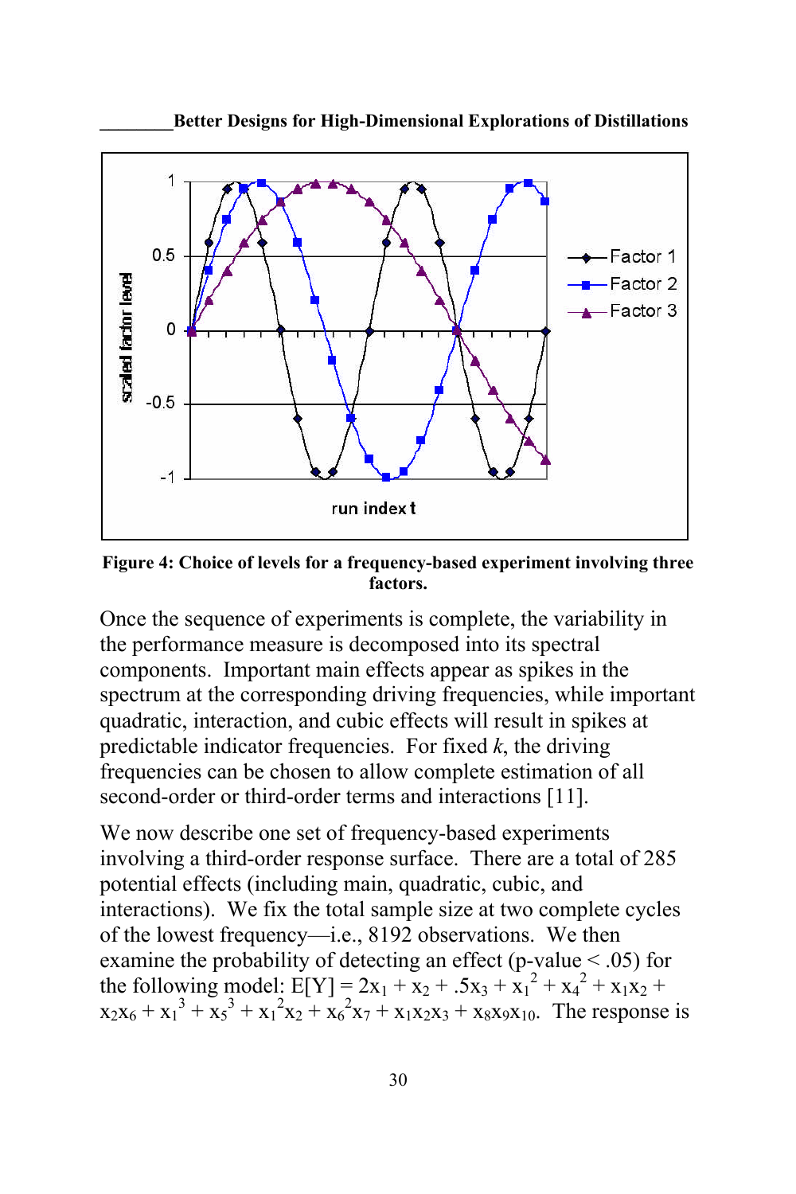Figure 4: Choice of levels for a frequency-based experiment involving three factors.

Once the sequence of experiments is complete, the variability in the performance measure is decomposed into its spectral components. Important main effects appear as spikes in the spectrum at the corresponding driving frequencies, while important quadratic, interaction, and cubic effects will result in spikes at predictable indicator frequencies. For fixed *k*, the driving frequencies can be chosen to allow complete estimation of all second-order or third-order terms and interactions [11].

We now describe one set of frequency-based experiments involving a third-order response surface. There are a total of 285 potential effects (including main, quadratic, cubic, and interactions). We fix the total sample size at two complete cycles of the lowest frequency—i.e., 8192 observations. We then examine the probability of detecting an effect (p-value < .05) for the following model: $E[Y] = 2x_1 + x_2 + .5x_3 + x_1^2 + x_4^2 + x_1x_2 + x_2x_6 + x_1^3 + x_5^3 + x_1^2x_2 + x_6^2x_7 + x_1x_2x_3 + x_8x_9x_{10}$. The response is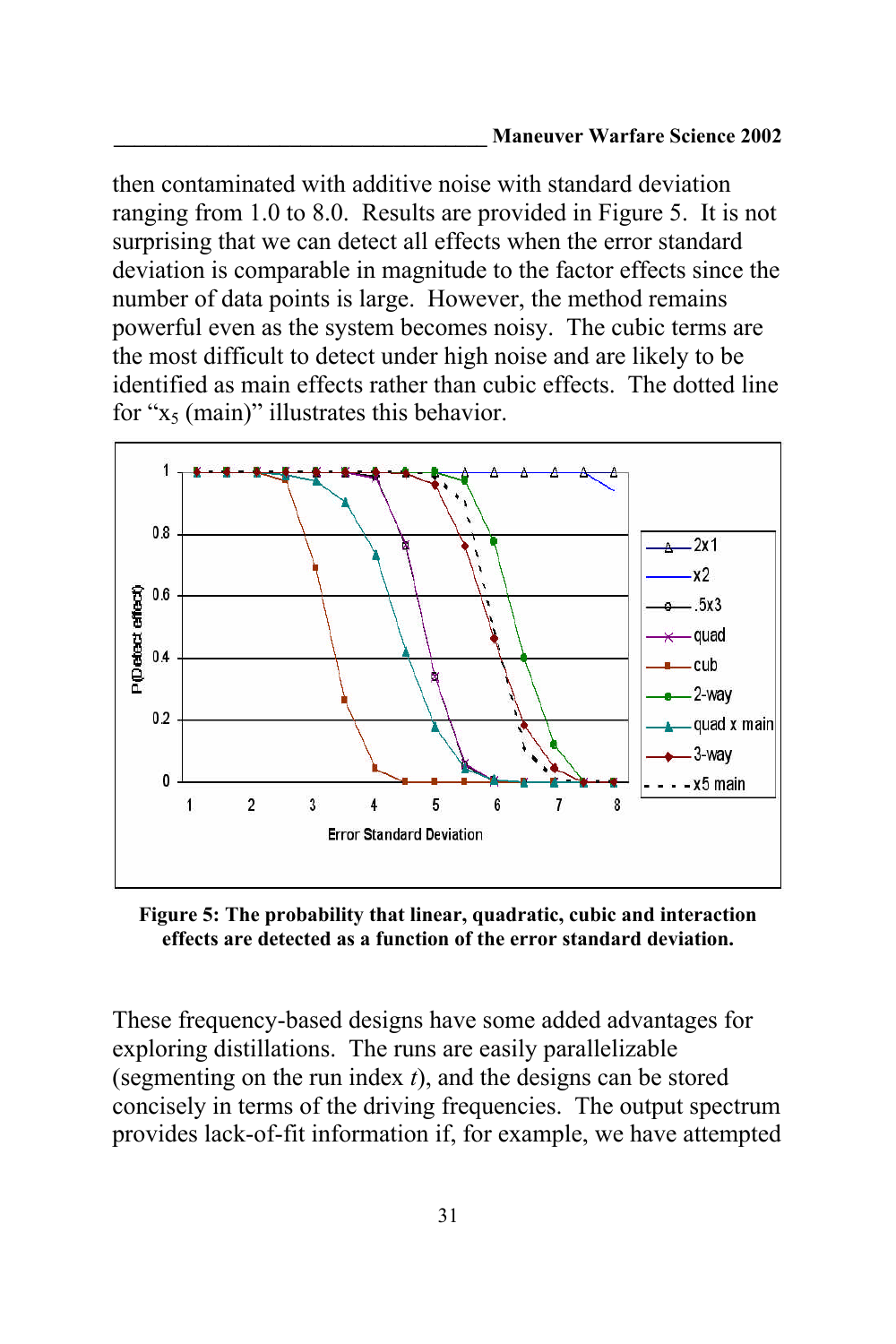then contaminated with additive noise with standard deviation ranging from 1.0 to 8.0. Results are provided in Figure 5. It is not surprising that we can detect all effects when the error standard deviation is comparable in magnitude to the factor effects since the number of data points is large. However, the method remains powerful even as the system becomes noisy. The cubic terms are the most difficult to detect under high noise and are likely to be identified as main effects rather than cubic effects. The dotted line for "$x_5$ (main)" illustrates this behavior.

**Figure 5: The probability that linear, quadratic, cubic and interaction effects are detected as a function of the error standard deviation.**

These frequency-based designs have some added advantages for exploring distillations. The runs are easily parallelizable (segmenting on the run index *t*), and the designs can be stored concisely in terms of the driving frequencies. The output spectrum provides lack-of-fit information if, for example, we have attempted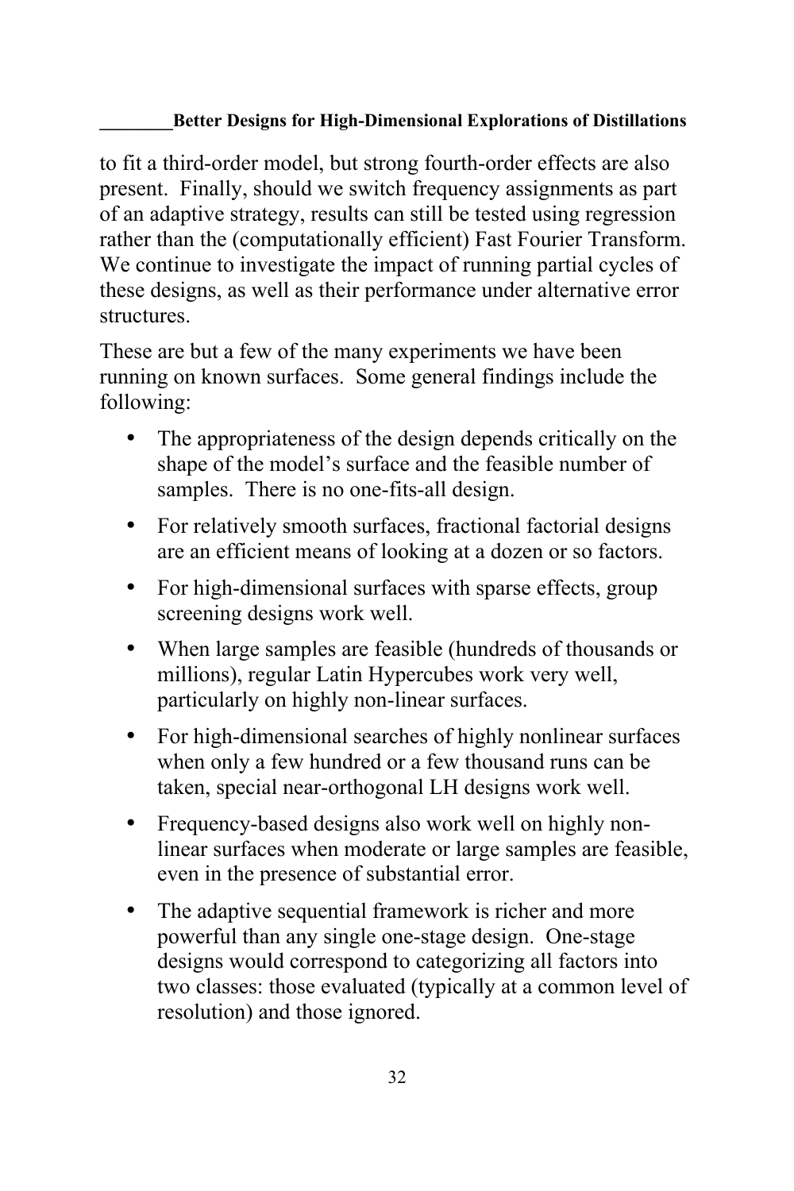to fit a third-order model, but strong fourth-order effects are also present. Finally, should we switch frequency assignments as part of an adaptive strategy, results can still be tested using regression rather than the (computationally efficient) Fast Fourier Transform. We continue to investigate the impact of running partial cycles of these designs, as well as their performance under alternative error structures.

These are but a few of the many experiments we have been running on known surfaces. Some general findings include the following:

- The appropriateness of the design depends critically on the shape of the model's surface and the feasible number of samples. There is no one-fits-all design.
- For relatively smooth surfaces, fractional factorial designs are an efficient means of looking at a dozen or so factors.
- For high-dimensional surfaces with sparse effects, group screening designs work well.
- When large samples are feasible (hundreds of thousands or millions), regular Latin Hypercubes work very well, particularly on highly non-linear surfaces.
- For high-dimensional searches of highly nonlinear surfaces when only a few hundred or a few thousand runs can be taken, special near-orthogonal LH designs work well.
- Frequency-based designs also work well on highly non-linear surfaces when moderate or large samples are feasible, even in the presence of substantial error.
- The adaptive sequential framework is richer and more powerful than any single one-stage design. One-stage designs would correspond to categorizing all factors into two classes: those evaluated (typically at a common level of resolution) and those ignored.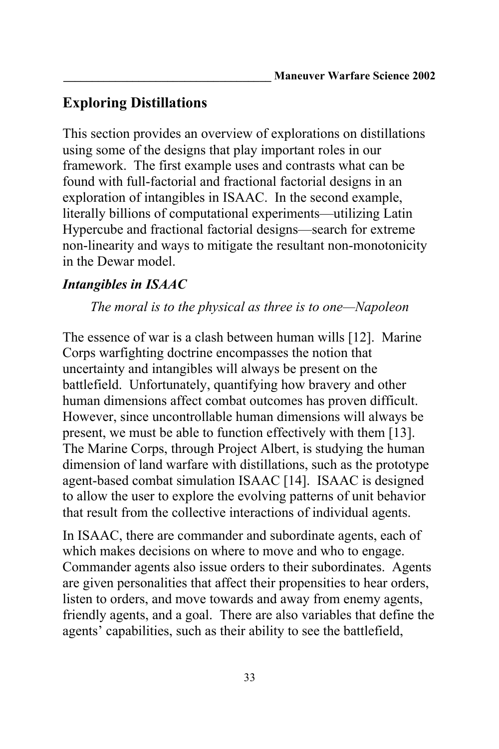## Exploring Distillations

This section provides an overview of explorations on distillations using some of the designs that play important roles in our framework. The first example uses and contrasts what can be found with full-factorial and fractional factorial designs in an exploration of intangibles in ISAAC. In the second example, literally billions of computational experiments—utilizing Latin Hypercube and fractional factorial designs—search for extreme non-linearity and ways to mitigate the resultant non-monotonicity in the Dewar model.

### *Intangibles in ISAAC*

*The moral is to the physical as three is to one—Napoleon*

The essence of war is a clash between human wills [12]. Marine Corps warfighting doctrine encompasses the notion that uncertainty and intangibles will always be present on the battlefield. Unfortunately, quantifying how bravery and other human dimensions affect combat outcomes has proven difficult. However, since uncontrollable human dimensions will always be present, we must be able to function effectively with them [13]. The Marine Corps, through Project Albert, is studying the human dimension of land warfare with distillations, such as the prototype agent-based combat simulation ISAAC [14]. ISAAC is designed to allow the user to explore the evolving patterns of unit behavior that result from the collective interactions of individual agents.

In ISAAC, there are commander and subordinate agents, each of which makes decisions on where to move and who to engage. Commander agents also issue orders to their subordinates. Agents are given personalities that affect their propensities to hear orders, listen to orders, and move towards and away from enemy agents, friendly agents, and a goal. There are also variables that define the agents' capabilities, such as their ability to see the battlefield,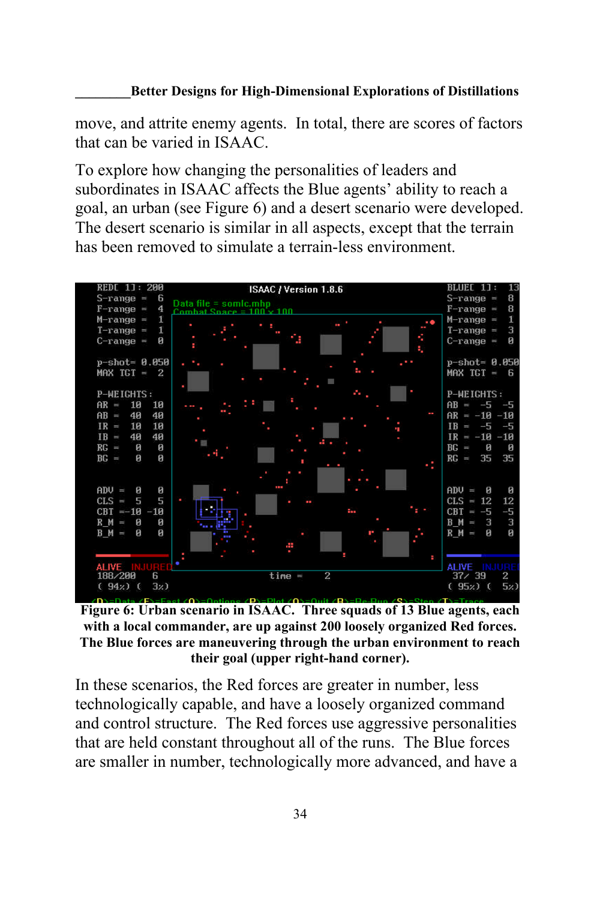move, and attrite enemy agents. In total, there are scores of factors that can be varied in ISAAC.

To explore how changing the personalities of leaders and subordinates in ISAAC affects the Blue agents' ability to reach a goal, an urban (see Figure 6) and a desert scenario were developed. The desert scenario is similar in all aspects, except that the terrain has been removed to simulate a terrain-less environment.

**Figure 6: Urban scenario in ISAAC. Three squads of 13 Blue agents, each with a local commander, are up against 200 loosely organized Red forces. The Blue forces are maneuvering through the urban environment to reach their goal (upper right-hand corner).**

In these scenarios, the Red forces are greater in number, less technologically capable, and have a loosely organized command and control structure. The Red forces use aggressive personalities that are held constant throughout all of the runs. The Blue forces are smaller in number, technologically more advanced, and have a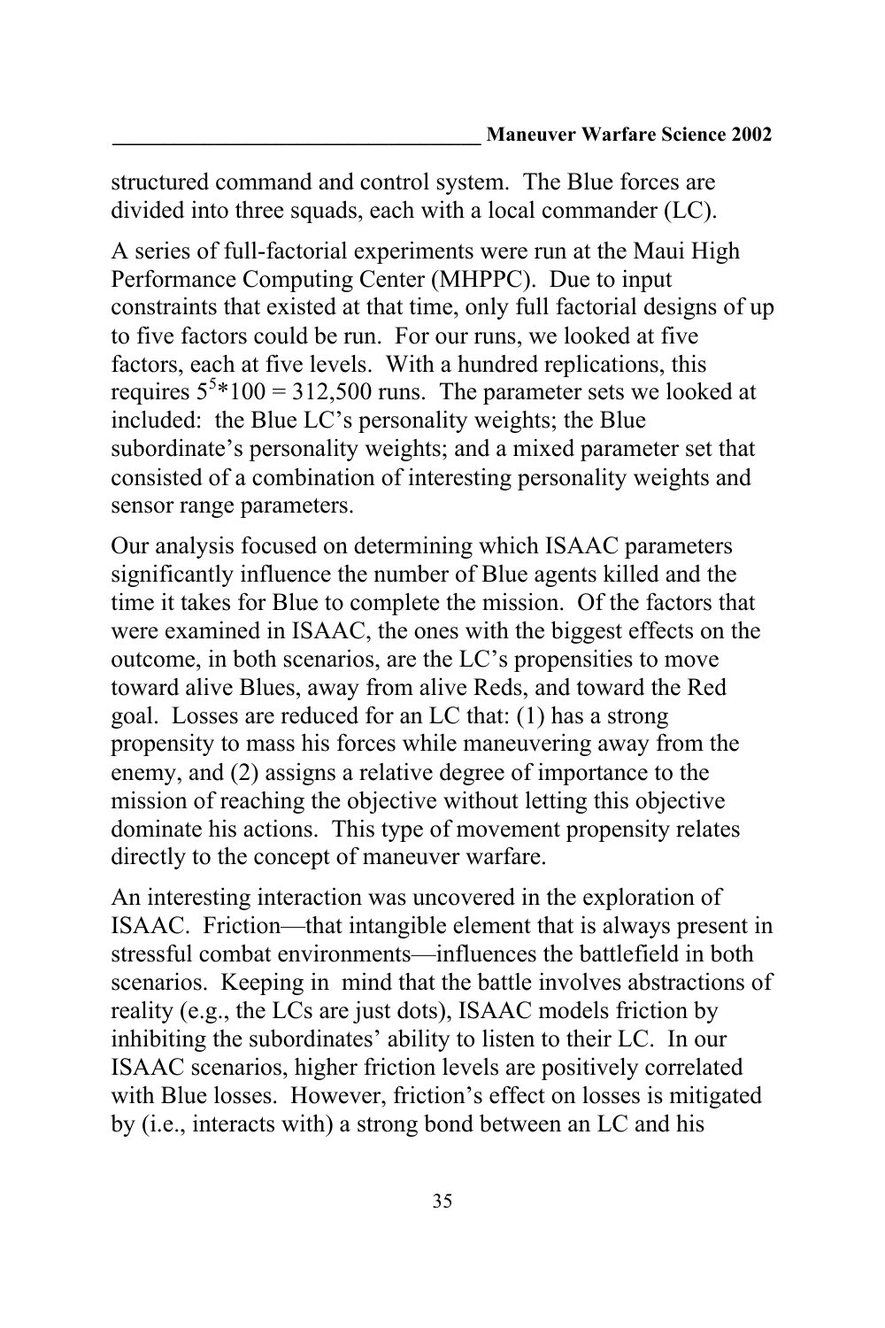structured command and control system. The Blue forces are divided into three squads, each with a local commander (LC).

A series of full-factorial experiments were run at the Maui High Performance Computing Center (MHPPC). Due to input constraints that existed at that time, only full factorial designs of up to five factors could be run. For our runs, we looked at five factors, each at five levels. With a hundred replications, this requires $5^5 * 100 = 312{,}500$ runs. The parameter sets we looked at included: the Blue LC's personality weights; the Blue subordinate's personality weights; and a mixed parameter set that consisted of a combination of interesting personality weights and sensor range parameters.

Our analysis focused on determining which ISAAC parameters significantly influence the number of Blue agents killed and the time it takes for Blue to complete the mission. Of the factors that were examined in ISAAC, the ones with the biggest effects on the outcome, in both scenarios, are the LC's propensities to move toward alive Blues, away from alive Reds, and toward the Red goal. Losses are reduced for an LC that: (1) has a strong propensity to mass his forces while maneuvering away from the enemy, and (2) assigns a relative degree of importance to the mission of reaching the objective without letting this objective dominate his actions. This type of movement propensity relates directly to the concept of maneuver warfare.

An interesting interaction was uncovered in the exploration of ISAAC. Friction—that intangible element that is always present in stressful combat environments—influences the battlefield in both scenarios. Keeping in mind that the battle involves abstractions of reality (e.g., the LCs are just dots), ISAAC models friction by inhibiting the subordinates' ability to listen to their LC. In our ISAAC scenarios, higher friction levels are positively correlated with Blue losses. However, friction's effect on losses is mitigated by (i.e., interacts with) a strong bond between an LC and his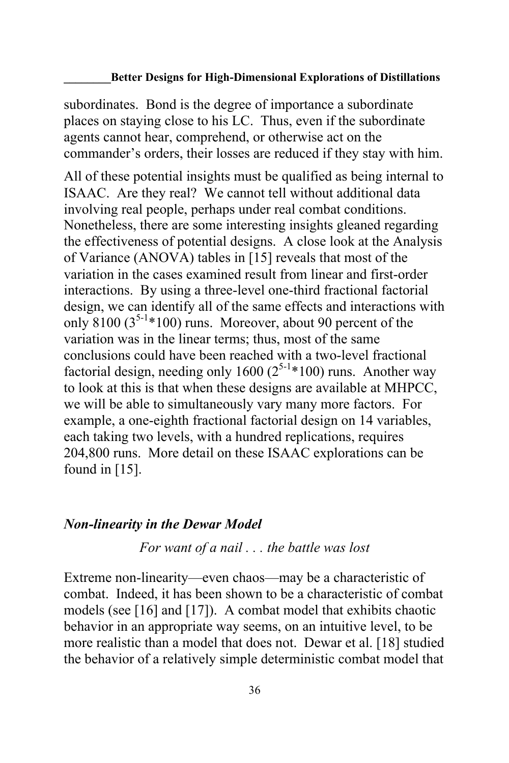subordinates. Bond is the degree of importance a subordinate places on staying close to his LC. Thus, even if the subordinate agents cannot hear, comprehend, or otherwise act on the commander's orders, their losses are reduced if they stay with him.

All of these potential insights must be qualified as being internal to ISAAC. Are they real? We cannot tell without additional data involving real people, perhaps under real combat conditions. Nonetheless, there are some interesting insights gleaned regarding the effectiveness of potential designs. A close look at the Analysis of Variance (ANOVA) tables in [15] reveals that most of the variation in the cases examined result from linear and first-order interactions. By using a three-level one-third fractional factorial design, we can identify all of the same effects and interactions with only 8100 ($3^{5-1}$*100) runs. Moreover, about 90 percent of the variation was in the linear terms; thus, most of the same conclusions could have been reached with a two-level fractional factorial design, needing only 1600 ($2^{5-1}$*100) runs. Another way to look at this is that when these designs are available at MHPCC, we will be able to simultaneously vary many more factors. For example, a one-eighth fractional factorial design on 14 variables, each taking two levels, with a hundred replications, requires 204,800 runs. More detail on these ISAAC explorations can be found in [15].

### *Non-linearity in the Dewar Model*

*For want of a nail . . . the battle was lost*

Extreme non-linearity—even chaos—may be a characteristic of combat. Indeed, it has been shown to be a characteristic of combat models (see [16] and [17]). A combat model that exhibits chaotic behavior in an appropriate way seems, on an intuitive level, to be more realistic than a model that does not. Dewar et al. [18] studied the behavior of a relatively simple deterministic combat model that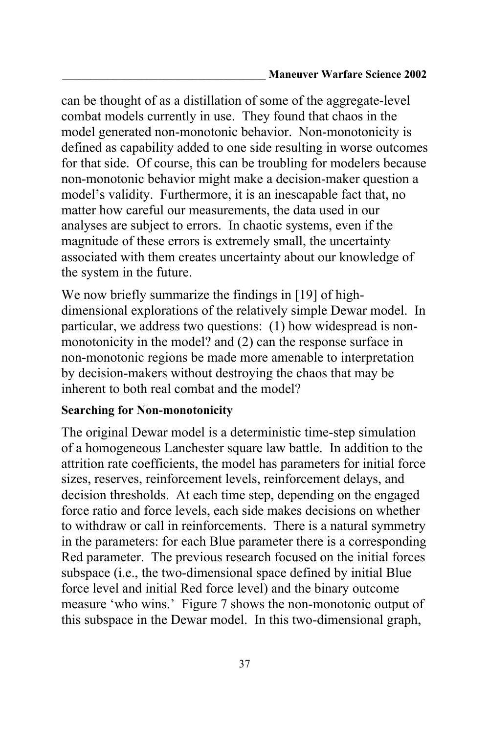can be thought of as a distillation of some of the aggregate-level combat models currently in use. They found that chaos in the model generated non-monotonic behavior. Non-monotonicity is defined as capability added to one side resulting in worse outcomes for that side. Of course, this can be troubling for modelers because non-monotonic behavior might make a decision-maker question a model's validity. Furthermore, it is an inescapable fact that, no matter how careful our measurements, the data used in our analyses are subject to errors. In chaotic systems, even if the magnitude of these errors is extremely small, the uncertainty associated with them creates uncertainty about our knowledge of the system in the future.

We now briefly summarize the findings in [19] of high-dimensional explorations of the relatively simple Dewar model. In particular, we address two questions: (1) how widespread is non-monotonicity in the model? and (2) can the response surface in non-monotonic regions be made more amenable to interpretation by decision-makers without destroying the chaos that may be inherent to both real combat and the model?

**Searching for Non-monotonicity**

The original Dewar model is a deterministic time-step simulation of a homogeneous Lanchester square law battle. In addition to the attrition rate coefficients, the model has parameters for initial force sizes, reserves, reinforcement levels, reinforcement delays, and decision thresholds. At each time step, depending on the engaged force ratio and force levels, each side makes decisions on whether to withdraw or call in reinforcements. There is a natural symmetry in the parameters: for each Blue parameter there is a corresponding Red parameter. The previous research focused on the initial forces subspace (i.e., the two-dimensional space defined by initial Blue force level and initial Red force level) and the binary outcome measure 'who wins.' Figure 7 shows the non-monotonic output of this subspace in the Dewar model. In this two-dimensional graph,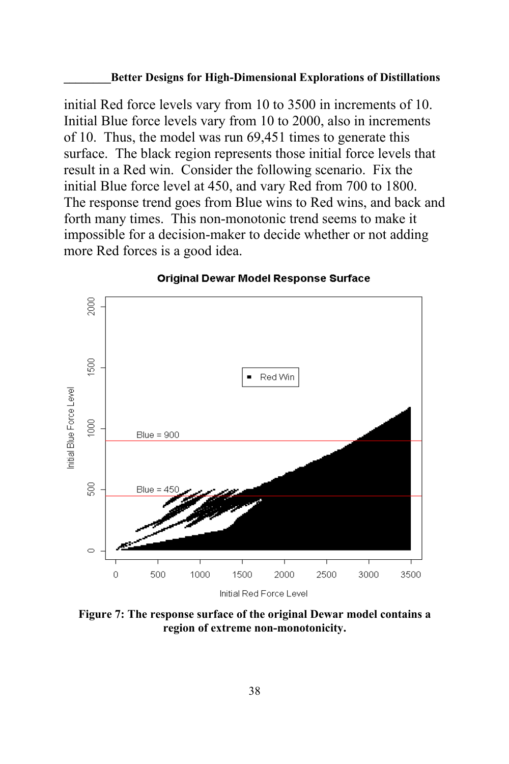initial Red force levels vary from 10 to 3500 in increments of 10. Initial Blue force levels vary from 10 to 2000, also in increments of 10. Thus, the model was run 69,451 times to generate this surface. The black region represents those initial force levels that result in a Red win. Consider the following scenario. Fix the initial Blue force level at 450, and vary Red from 700 to 1800. The response trend goes from Blue wins to Red wins, and back and forth many times. This non-monotonic trend seems to make it impossible for a decision-maker to decide whether or not adding more Red forces is a good idea.

**Figure 7: The response surface of the original Dewar model contains a region of extreme non-monotonicity.**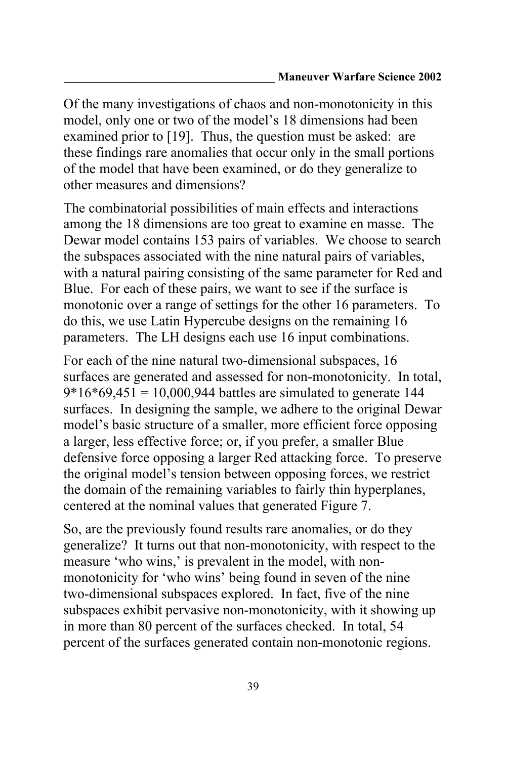Of the many investigations of chaos and non-monotonicity in this model, only one or two of the model's 18 dimensions had been examined prior to [19]. Thus, the question must be asked: are these findings rare anomalies that occur only in the small portions of the model that have been examined, or do they generalize to other measures and dimensions?

The combinatorial possibilities of main effects and interactions among the 18 dimensions are too great to examine en masse. The Dewar model contains 153 pairs of variables. We choose to search the subspaces associated with the nine natural pairs of variables, with a natural pairing consisting of the same parameter for Red and Blue. For each of these pairs, we want to see if the surface is monotonic over a range of settings for the other 16 parameters. To do this, we use Latin Hypercube designs on the remaining 16 parameters. The LH designs each use 16 input combinations.

For each of the nine natural two-dimensional subspaces, 16 surfaces are generated and assessed for non-monotonicity. In total, 9*16*69,451 = 10,000,944 battles are simulated to generate 144 surfaces. In designing the sample, we adhere to the original Dewar model's basic structure of a smaller, more efficient force opposing a larger, less effective force; or, if you prefer, a smaller Blue defensive force opposing a larger Red attacking force. To preserve the original model's tension between opposing forces, we restrict the domain of the remaining variables to fairly thin hyperplanes, centered at the nominal values that generated Figure 7.

So, are the previously found results rare anomalies, or do they generalize? It turns out that non-monotonicity, with respect to the measure 'who wins,' is prevalent in the model, with non-monotonicity for 'who wins' being found in seven of the nine two-dimensional subspaces explored. In fact, five of the nine subspaces exhibit pervasive non-monotonicity, with it showing up in more than 80 percent of the surfaces checked. In total, 54 percent of the surfaces generated contain non-monotonic regions.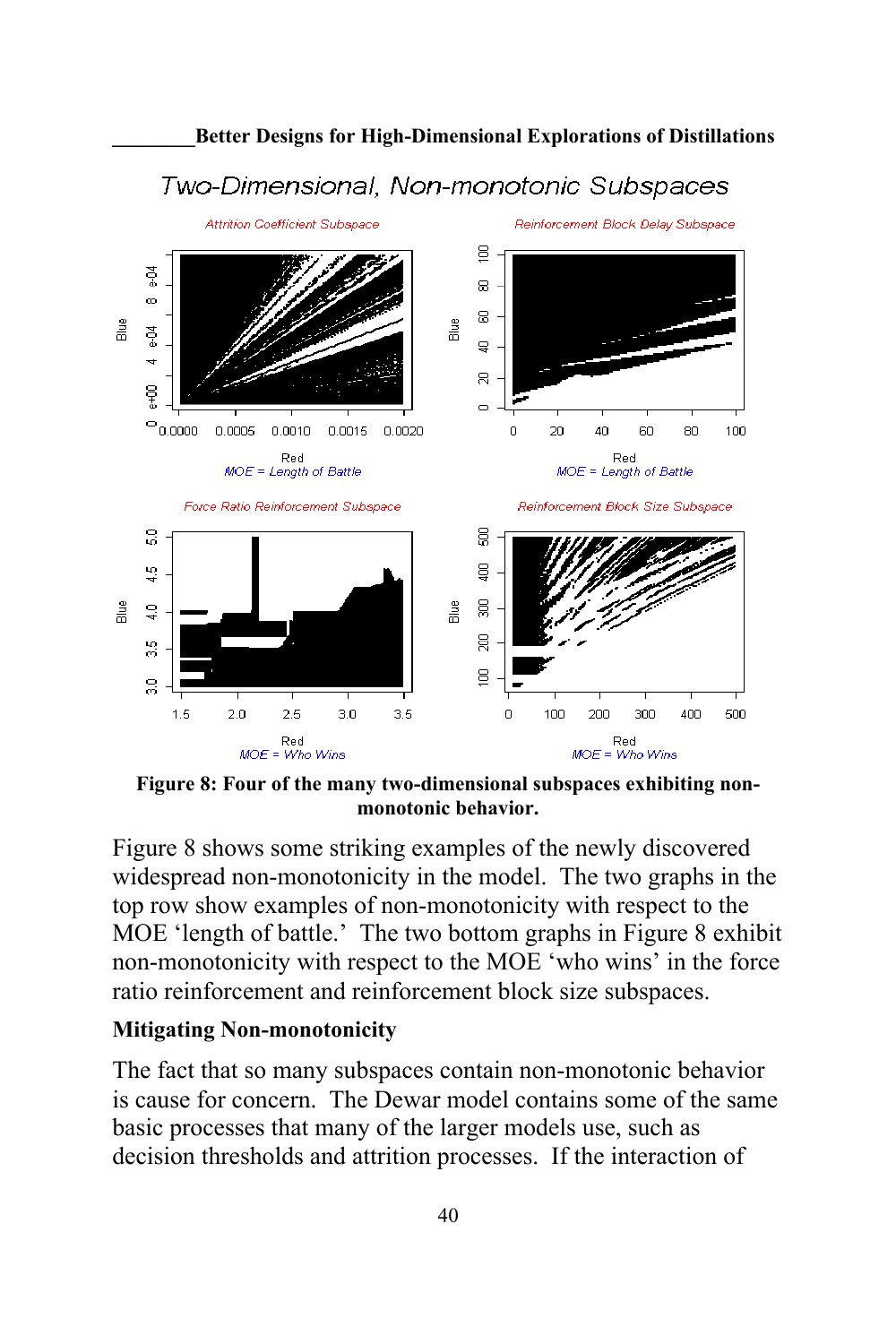Figure 8: Four of the many two-dimensional subspaces exhibiting non-monotonic behavior.

Figure 8 shows some striking examples of the newly discovered widespread non-monotonicity in the model. The two graphs in the top row show examples of non-monotonicity with respect to the MOE 'length of battle.' The two bottom graphs in Figure 8 exhibit non-monotonicity with respect to the MOE 'who wins' in the force ratio reinforcement and reinforcement block size subspaces.

**Mitigating Non-monotonicity**

The fact that so many subspaces contain non-monotonic behavior is cause for concern. The Dewar model contains some of the same basic processes that many of the larger models use, such as decision thresholds and attrition processes. If the interaction of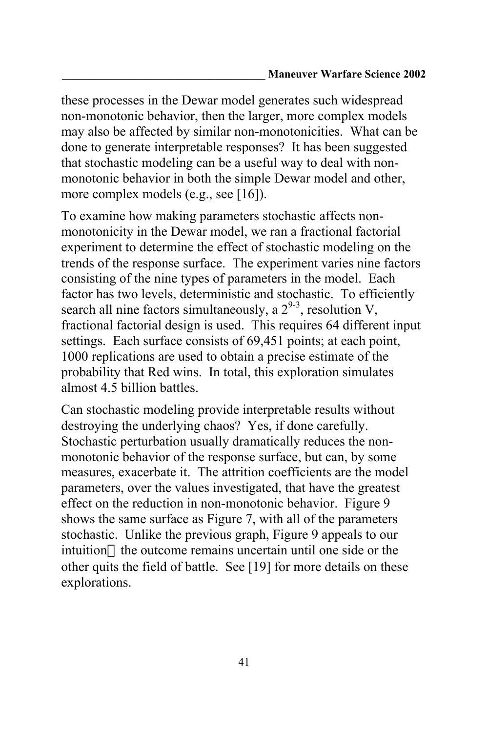these processes in the Dewar model generates such widespread non-monotonic behavior, then the larger, more complex models may also be affected by similar non-monotonicities. What can be done to generate interpretable responses? It has been suggested that stochastic modeling can be a useful way to deal with non-monotonic behavior in both the simple Dewar model and other, more complex models (e.g., see [16]).

To examine how making parameters stochastic affects non-monotonicity in the Dewar model, we ran a fractional factorial experiment to determine the effect of stochastic modeling on the trends of the response surface. The experiment varies nine factors consisting of the nine types of parameters in the model. Each factor has two levels, deterministic and stochastic. To efficiently search all nine factors simultaneously, a $2^{9-3}$, resolution V, fractional factorial design is used. This requires 64 different input settings. Each surface consists of 69,451 points; at each point, 1000 replications are used to obtain a precise estimate of the probability that Red wins. In total, this exploration simulates almost 4.5 billion battles.

Can stochastic modeling provide interpretable results without destroying the underlying chaos? Yes, if done carefully. Stochastic perturbation usually dramatically reduces the non-monotonic behavior of the response surface, but can, by some measures, exacerbate it. The attrition coefficients are the model parameters, over the values investigated, that have the greatest effect on the reduction in non-monotonic behavior. Figure 9 shows the same surface as Figure 7, with all of the parameters stochastic. Unlike the previous graph, Figure 9 appeals to our intuition—the outcome remains uncertain until one side or the other quits the field of battle. See [19] for more details on these explorations.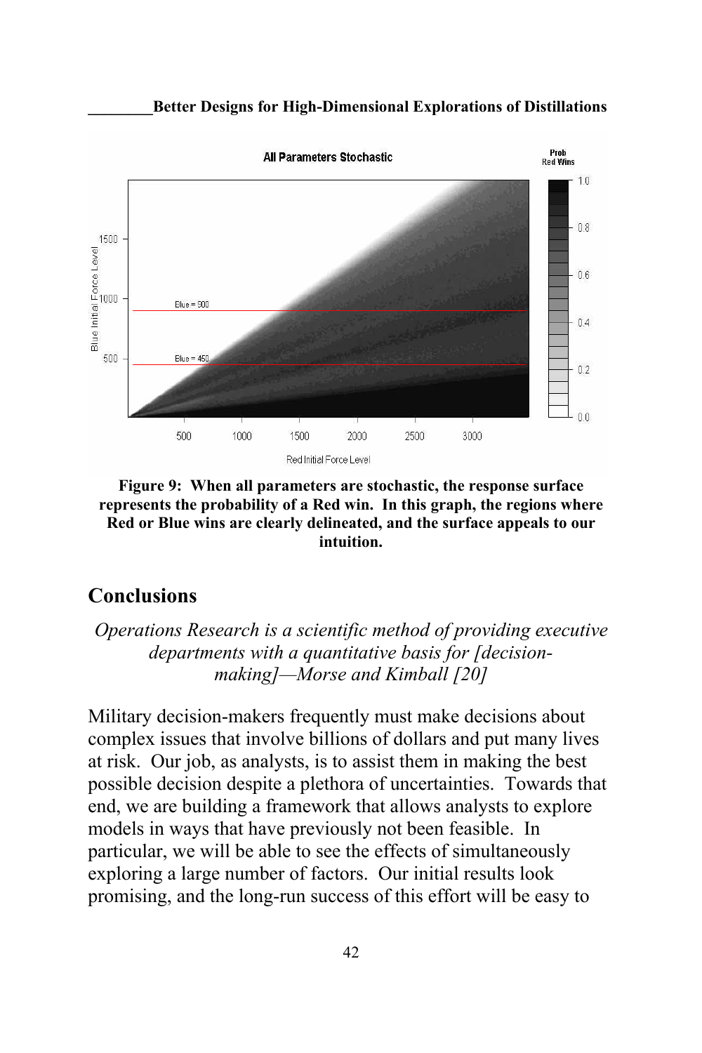Figure 9: When all parameters are stochastic, the response surface represents the probability of a Red win. In this graph, the regions where Red or Blue wins are clearly delineated, and the surface appeals to our intuition.

## Conclusions

*Operations Research is a scientific method of providing executive departments with a quantitative basis for [decision-making]—Morse and Kimball [20]*

Military decision-makers frequently must make decisions about complex issues that involve billions of dollars and put many lives at risk. Our job, as analysts, is to assist them in making the best possible decision despite a plethora of uncertainties. Towards that end, we are building a framework that allows analysts to explore models in ways that have previously not been feasible. In particular, we will be able to see the effects of simultaneously exploring a large number of factors. Our initial results look promising, and the long-run success of this effort will be easy to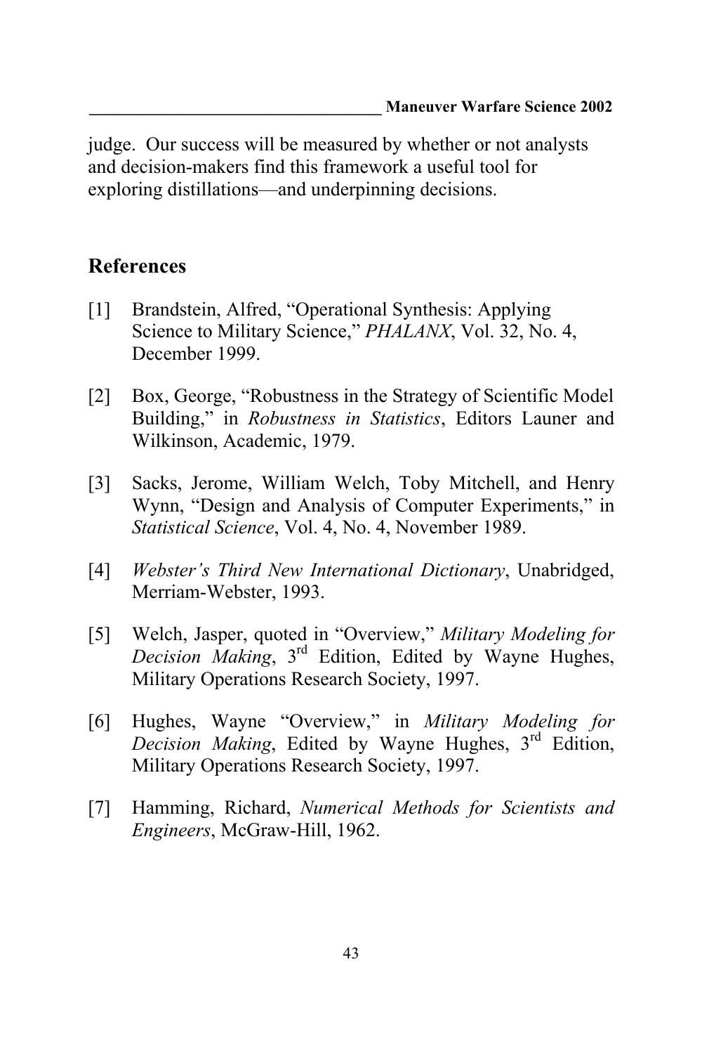judge. Our success will be measured by whether or not analysts and decision-makers find this framework a useful tool for exploring distillations—and underpinning decisions.

## References

[1] Brandstein, Alfred, "Operational Synthesis: Applying Science to Military Science," *PHALANX*, Vol. 32, No. 4, December 1999.

[2] Box, George, "Robustness in the Strategy of Scientific Model Building," in *Robustness in Statistics*, Editors Launer and Wilkinson, Academic, 1979.

[3] Sacks, Jerome, William Welch, Toby Mitchell, and Henry Wynn, "Design and Analysis of Computer Experiments," in *Statistical Science*, Vol. 4, No. 4, November 1989.

[4] *Webster's Third New International Dictionary*, Unabridged, Merriam-Webster, 1993.

[5] Welch, Jasper, quoted in "Overview," *Military Modeling for Decision Making*, 3rd Edition, Edited by Wayne Hughes, Military Operations Research Society, 1997.

[6] Hughes, Wayne "Overview," in *Military Modeling for Decision Making*, Edited by Wayne Hughes, 3rd Edition, Military Operations Research Society, 1997.

[7] Hamming, Richard, *Numerical Methods for Scientists and Engineers*, McGraw-Hill, 1962.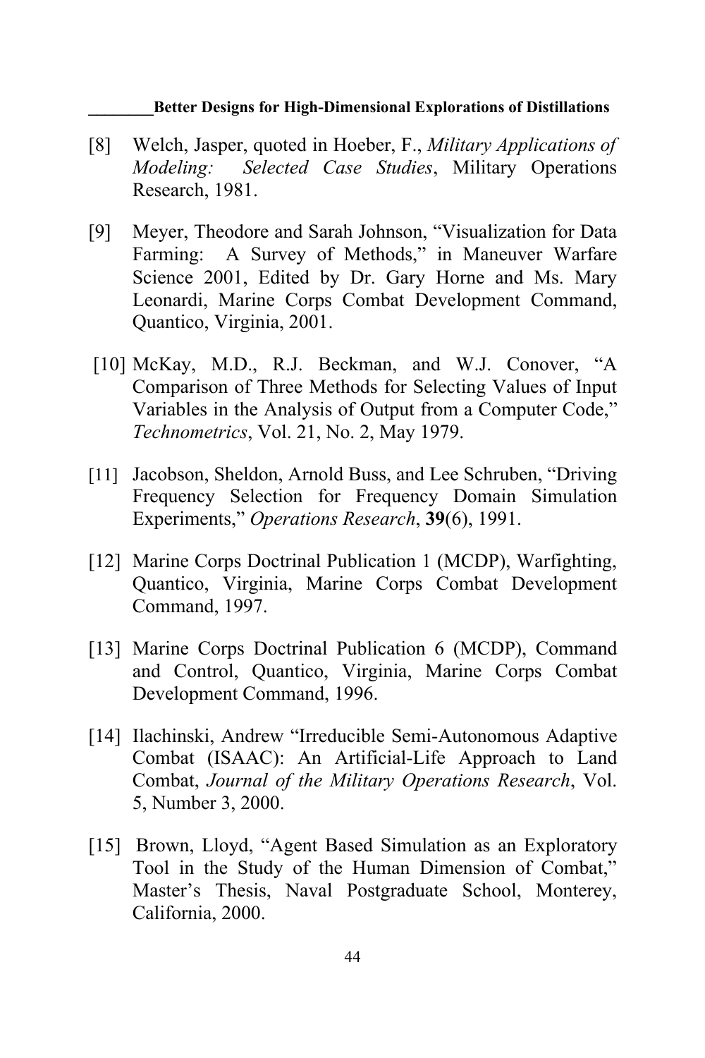[8] Welch, Jasper, quoted in Hoeber, F., *Military Applications of Modeling: Selected Case Studies*, Military Operations Research, 1981.

[9] Meyer, Theodore and Sarah Johnson, "Visualization for Data Farming: A Survey of Methods," in Maneuver Warfare Science 2001, Edited by Dr. Gary Horne and Ms. Mary Leonardi, Marine Corps Combat Development Command, Quantico, Virginia, 2001.

[10] McKay, M.D., R.J. Beckman, and W.J. Conover, "A Comparison of Three Methods for Selecting Values of Input Variables in the Analysis of Output from a Computer Code," *Technometrics*, Vol. 21, No. 2, May 1979.

[11] Jacobson, Sheldon, Arnold Buss, and Lee Schruben, "Driving Frequency Selection for Frequency Domain Simulation Experiments," *Operations Research*, **39**(6), 1991.

[12] Marine Corps Doctrinal Publication 1 (MCDP), Warfighting, Quantico, Virginia, Marine Corps Combat Development Command, 1997.

[13] Marine Corps Doctrinal Publication 6 (MCDP), Command and Control, Quantico, Virginia, Marine Corps Combat Development Command, 1996.

[14] Ilachinski, Andrew "Irreducible Semi-Autonomous Adaptive Combat (ISAAC): An Artificial-Life Approach to Land Combat, *Journal of the Military Operations Research*, Vol. 5, Number 3, 2000.

[15] Brown, Lloyd, "Agent Based Simulation as an Exploratory Tool in the Study of the Human Dimension of Combat," Master's Thesis, Naval Postgraduate School, Monterey, California, 2000.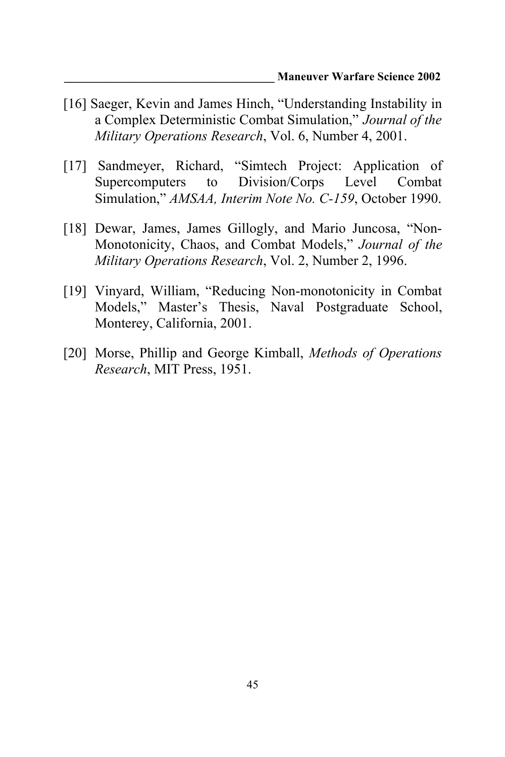[16] Saeger, Kevin and James Hinch, "Understanding Instability in a Complex Deterministic Combat Simulation," *Journal of the Military Operations Research*, Vol. 6, Number 4, 2001.

[17] Sandmeyer, Richard, "Simtech Project: Application of Supercomputers to Division/Corps Level Combat Simulation," *AMSAA, Interim Note No. C-159*, October 1990.

[18] Dewar, James, James Gillogly, and Mario Juncosa, "Non-Monotonicity, Chaos, and Combat Models," *Journal of the Military Operations Research*, Vol. 2, Number 2, 1996.

[19] Vinyard, William, "Reducing Non-monotonicity in Combat Models," Master's Thesis, Naval Postgraduate School, Monterey, California, 2001.

[20] Morse, Phillip and George Kimball, *Methods of Operations Research*, MIT Press, 1951.